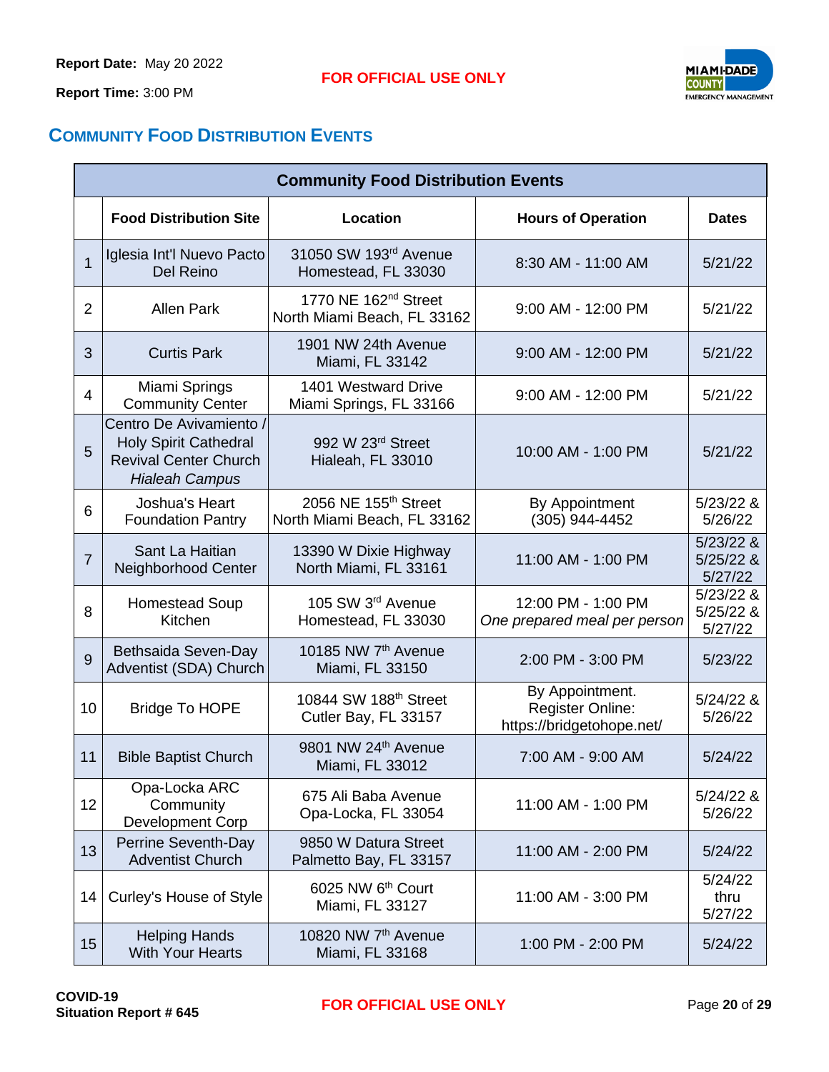Report Date: May 20 2022

Report Time: 3:00 PM

**FOR OFFICIAL USE ONLY**

## COMMUNITY FOOD DISTRIBUTION EVENTS

| Community Food Distribution Events | | | | |
|---|---|---|---|---|
| | **Food Distribution Site** | **Location** | **Hours of Operation** | **Dates** |
| 1 | Iglesia Int'l Nuevo Pacto Del Reino | 31050 SW 193rd Avenue Homestead, FL 33030 | 8:30 AM - 11:00 AM | 5/21/22 |
| 2 | Allen Park | 1770 NE 162nd Street North Miami Beach, FL 33162 | 9:00 AM - 12:00 PM | 5/21/22 |
| 3 | Curtis Park | 1901 NW 24th Avenue Miami, FL 33142 | 9:00 AM - 12:00 PM | 5/21/22 |
| 4 | Miami Springs Community Center | 1401 Westward Drive Miami Springs, FL 33166 | 9:00 AM - 12:00 PM | 5/21/22 |
| 5 | Centro De Avivamiento / Holy Spirit Cathedral Revival Center Church *Hialeah Campus* | 992 W 23rd Street Hialeah, FL 33010 | 10:00 AM - 1:00 PM | 5/21/22 |
| 6 | Joshua's Heart Foundation Pantry | 2056 NE 155th Street North Miami Beach, FL 33162 | By Appointment (305) 944-4452 | 5/23/22 & 5/26/22 |
| 7 | Sant La Haitian Neighborhood Center | 13390 W Dixie Highway North Miami, FL 33161 | 11:00 AM - 1:00 PM | 5/23/22 & 5/25/22 & 5/27/22 |
| 8 | Homestead Soup Kitchen | 105 SW 3rd Avenue Homestead, FL 33030 | 12:00 PM - 1:00 PM *One prepared meal per person* | 5/23/22 & 5/25/22 & 5/27/22 |
| 9 | Bethsaida Seven-Day Adventist (SDA) Church | 10185 NW 7th Avenue Miami, FL 33150 | 2:00 PM - 3:00 PM | 5/23/22 |
| 10 | Bridge To HOPE | 10844 SW 188th Street Cutler Bay, FL 33157 | By Appointment. Register Online: https://bridgetohope.net/ | 5/24/22 & 5/26/22 |
| 11 | Bible Baptist Church | 9801 NW 24th Avenue Miami, FL 33012 | 7:00 AM - 9:00 AM | 5/24/22 |
| 12 | Opa-Locka ARC Community Development Corp | 675 Ali Baba Avenue Opa-Locka, FL 33054 | 11:00 AM - 1:00 PM | 5/24/22 & 5/26/22 |
| 13 | Perrine Seventh-Day Adventist Church | 9850 W Datura Street Palmetto Bay, FL 33157 | 11:00 AM - 2:00 PM | 5/24/22 |
| 14 | Curley's House of Style | 6025 NW 6th Court Miami, FL 33127 | 11:00 AM - 3:00 PM | 5/24/22 thru 5/27/22 |
| 15 | Helping Hands With Your Hearts | 10820 NW 7th Avenue Miami, FL 33168 | 1:00 PM - 2:00 PM | 5/24/22 |

**COVID-19**
**Situation Report # 645**

**FOR OFFICIAL USE ONLY**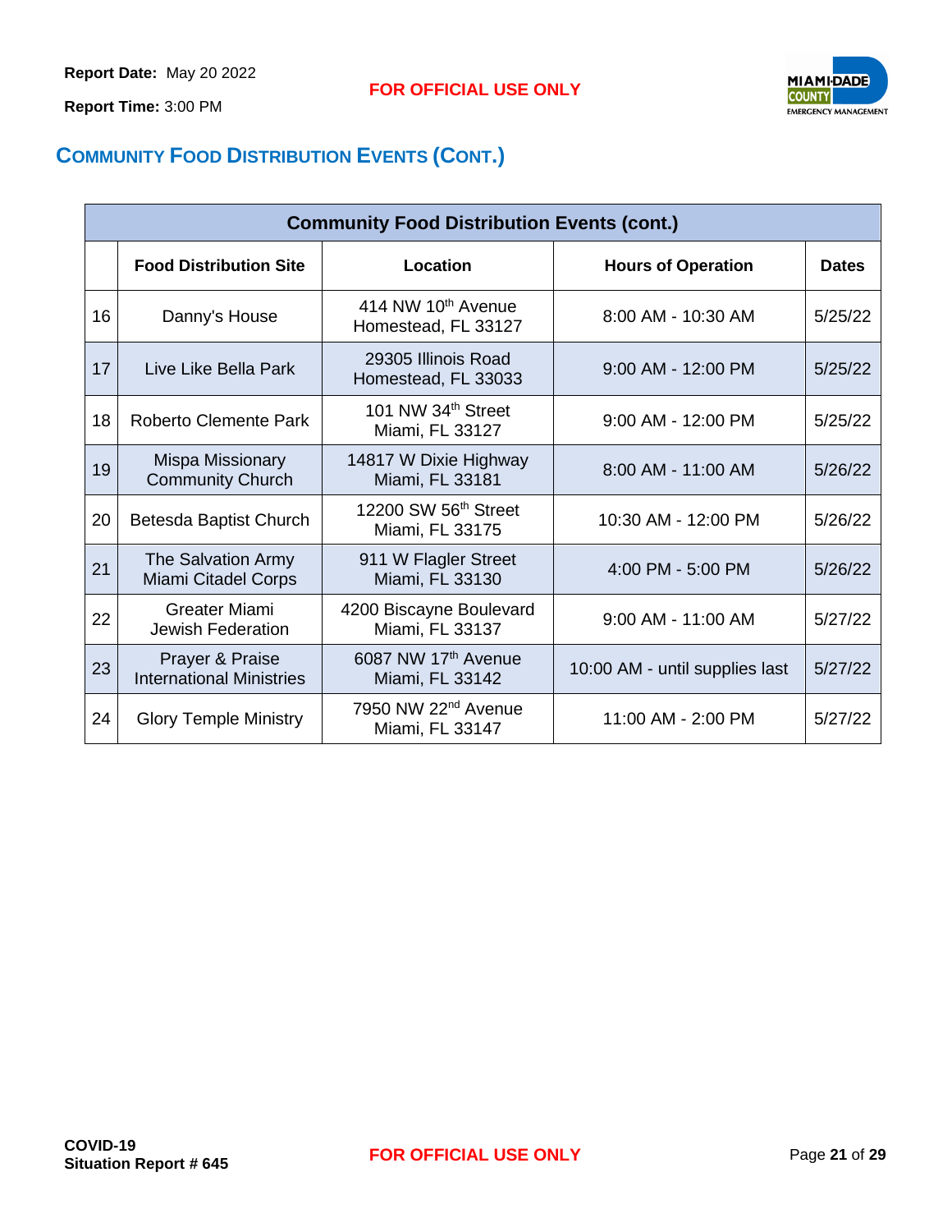## COMMUNITY FOOD DISTRIBUTION EVENTS (CONT.)

| Community Food Distribution Events (cont.) | | | | |
|---|---|---|---|---|
| | **Food Distribution Site** | **Location** | **Hours of Operation** | **Dates** |
| 16 | Danny's House | 414 NW 10th Avenue Homestead, FL 33127 | 8:00 AM - 10:30 AM | 5/25/22 |
| 17 | Live Like Bella Park | 29305 Illinois Road Homestead, FL 33033 | 9:00 AM - 12:00 PM | 5/25/22 |
| 18 | Roberto Clemente Park | 101 NW 34th Street Miami, FL 33127 | 9:00 AM - 12:00 PM | 5/25/22 |
| 19 | Mispa Missionary Community Church | 14817 W Dixie Highway Miami, FL 33181 | 8:00 AM - 11:00 AM | 5/26/22 |
| 20 | Betesda Baptist Church | 12200 SW 56th Street Miami, FL 33175 | 10:30 AM - 12:00 PM | 5/26/22 |
| 21 | The Salvation Army Miami Citadel Corps | 911 W Flagler Street Miami, FL 33130 | 4:00 PM - 5:00 PM | 5/26/22 |
| 22 | Greater Miami Jewish Federation | 4200 Biscayne Boulevard Miami, FL 33137 | 9:00 AM - 11:00 AM | 5/27/22 |
| 23 | Prayer & Praise International Ministries | 6087 NW 17th Avenue Miami, FL 33142 | 10:00 AM - until supplies last | 5/27/22 |
| 24 | Glory Temple Ministry | 7950 NW 22nd Avenue Miami, FL 33147 | 11:00 AM - 2:00 PM | 5/27/22 |